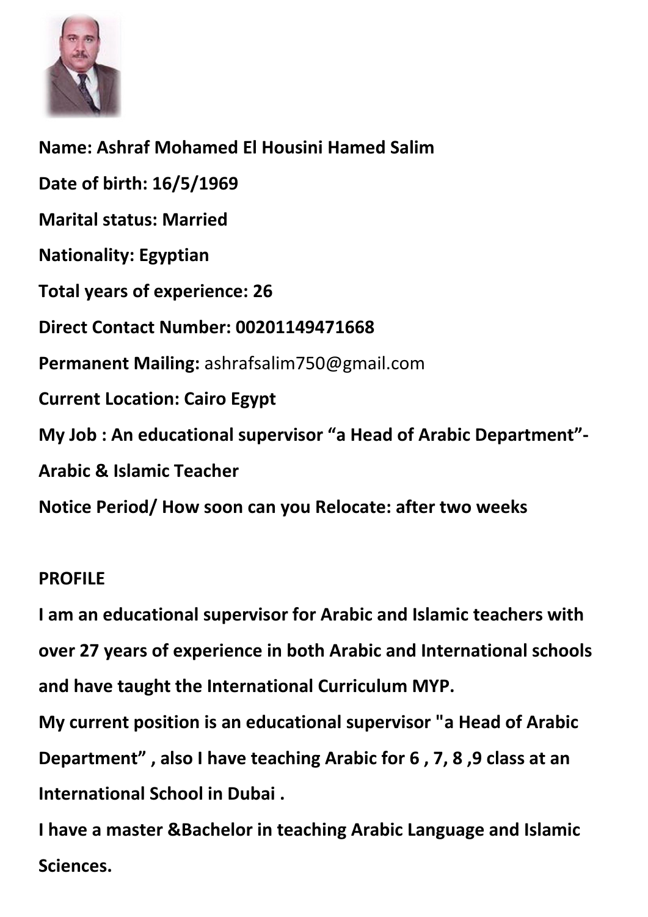**Name: Ashraf Mohamed El Housini Hamed Salim**

**Date of birth: 16/5/1969**

**Marital status: Married**

**Nationality: Egyptian**

**Total years of experience: 26**

**Direct Contact Number: 00201149471668**

**Permanent Mailing:** ashrafsalim750@gmail.com

**Current Location: Cairo Egypt**

**My Job : An educational supervisor "a Head of Arabic Department"- Arabic & Islamic Teacher**

**Notice Period/ How soon can you Relocate: after two weeks**

## PROFILE

**I am an educational supervisor for Arabic and Islamic teachers with over 27 years of experience in both Arabic and International schools and have taught the International Curriculum MYP.**

**My current position is an educational supervisor "a Head of Arabic Department" , also I have teaching Arabic for 6 , 7, 8 ,9 class at an International School in Dubai .**

**I have a master &Bachelor in teaching Arabic Language and Islamic Sciences.**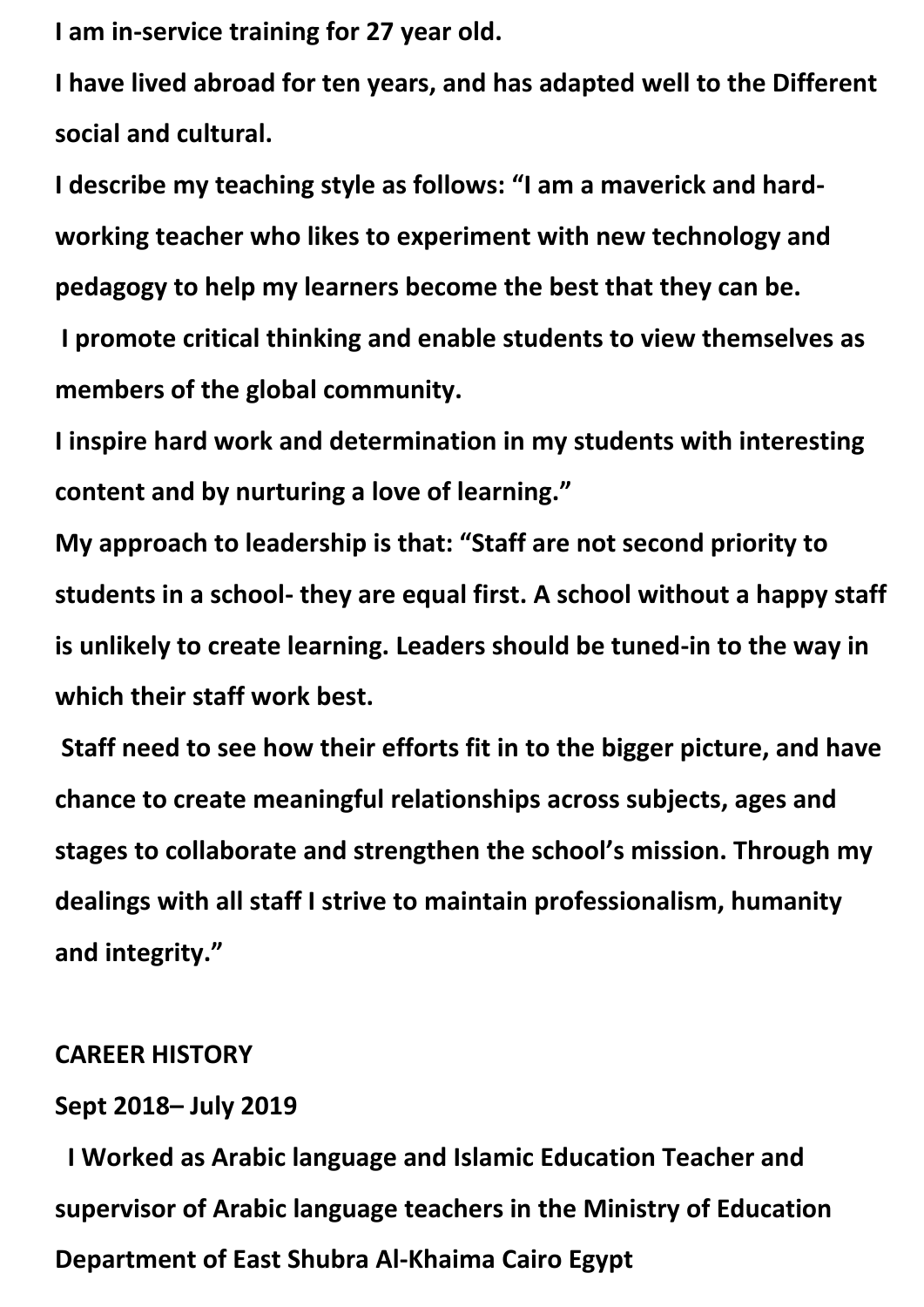**I am in-service training for 27 year old.**

**I have lived abroad for ten years, and has adapted well to the Different social and cultural.**

**I describe my teaching style as follows: "I am a maverick and hard-working teacher who likes to experiment with new technology and pedagogy to help my learners become the best that they can be.**

**I promote critical thinking and enable students to view themselves as members of the global community.**

**I inspire hard work and determination in my students with interesting content and by nurturing a love of learning."**

**My approach to leadership is that: "Staff are not second priority to students in a school- they are equal first. A school without a happy staff is unlikely to create learning. Leaders should be tuned-in to the way in which their staff work best.**

**Staff need to see how their efforts fit in to the bigger picture, and have chance to create meaningful relationships across subjects, ages and stages to collaborate and strengthen the school's mission. Through my dealings with all staff I strive to maintain professionalism, humanity and integrity."**

**CAREER HISTORY**

**Sept 2018– July 2019**

**I Worked as Arabic language and Islamic Education Teacher and supervisor of Arabic language teachers in the Ministry of Education Department of East Shubra Al-Khaima Cairo Egypt**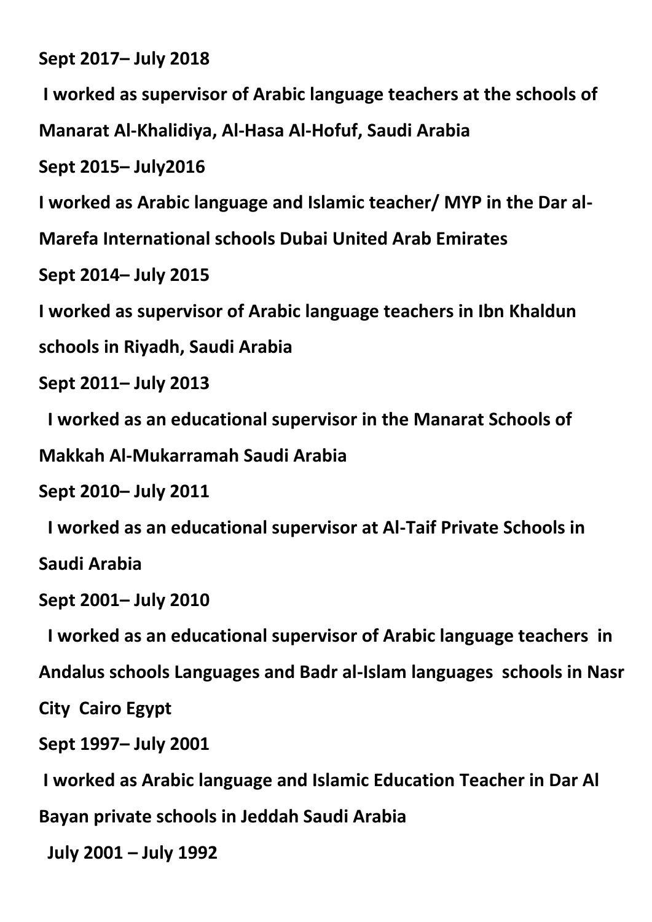**Sept 2017– July 2018**

**I worked as supervisor of Arabic language teachers at the schools of Manarat Al-Khalidiya, Al-Hasa Al-Hofuf, Saudi Arabia**

**Sept 2015– July2016**

**I worked as Arabic language and Islamic teacher/ MYP in the Dar al-Marefa International schools Dubai United Arab Emirates**

**Sept 2014– July 2015**

**I worked as supervisor of Arabic language teachers in Ibn Khaldun schools in Riyadh, Saudi Arabia**

**Sept 2011– July 2013**

**I worked as an educational supervisor in the Manarat Schools of Makkah Al-Mukarramah Saudi Arabia**

**Sept 2010– July 2011**

**I worked as an educational supervisor at Al-Taif Private Schools in Saudi Arabia**

**Sept 2001– July 2010**

**I worked as an educational supervisor of Arabic language teachers in Andalus schools Languages and Badr al-Islam languages schools in Nasr City Cairo Egypt**

**Sept 1997– July 2001**

**I worked as Arabic language and Islamic Education Teacher in Dar Al Bayan private schools in Jeddah Saudi Arabia**

**July 2001 – July 1992**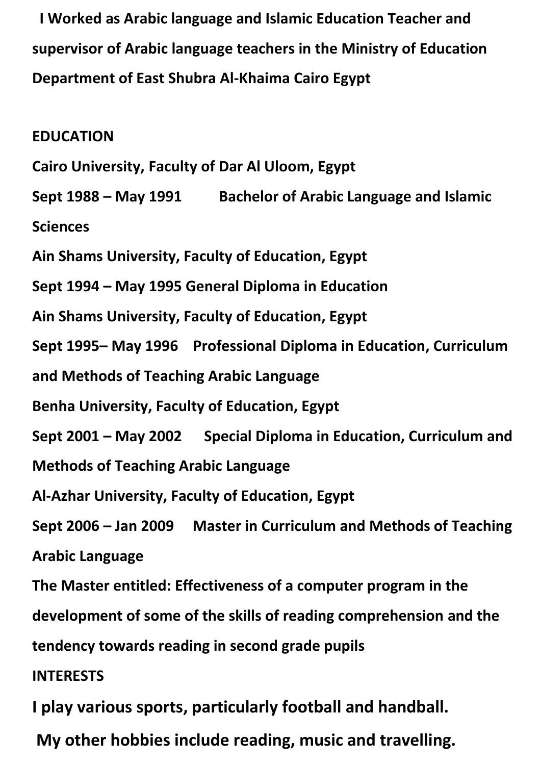**I Worked as Arabic language and Islamic Education Teacher and supervisor of Arabic language teachers in the Ministry of Education Department of East Shubra Al-Khaima Cairo Egypt**

## EDUCATION

**Cairo University, Faculty of Dar Al Uloom, Egypt**

**Sept 1988 – May 1991 Bachelor of Arabic Language and Islamic Sciences**

**Ain Shams University, Faculty of Education, Egypt**

**Sept 1994 – May 1995 General Diploma in Education**

**Ain Shams University, Faculty of Education, Egypt**

**Sept 1995– May 1996 Professional Diploma in Education, Curriculum and Methods of Teaching Arabic Language**

**Benha University, Faculty of Education, Egypt**

**Sept 2001 – May 2002 Special Diploma in Education, Curriculum and Methods of Teaching Arabic Language**

**Al-Azhar University, Faculty of Education, Egypt**

**Sept 2006 – Jan 2009 Master in Curriculum and Methods of Teaching Arabic Language**

**The Master entitled: Effectiveness of a computer program in the development of some of the skills of reading comprehension and the tendency towards reading in second grade pupils**

## INTERESTS

**I play various sports, particularly football and handball.**

**My other hobbies include reading, music and travelling.**